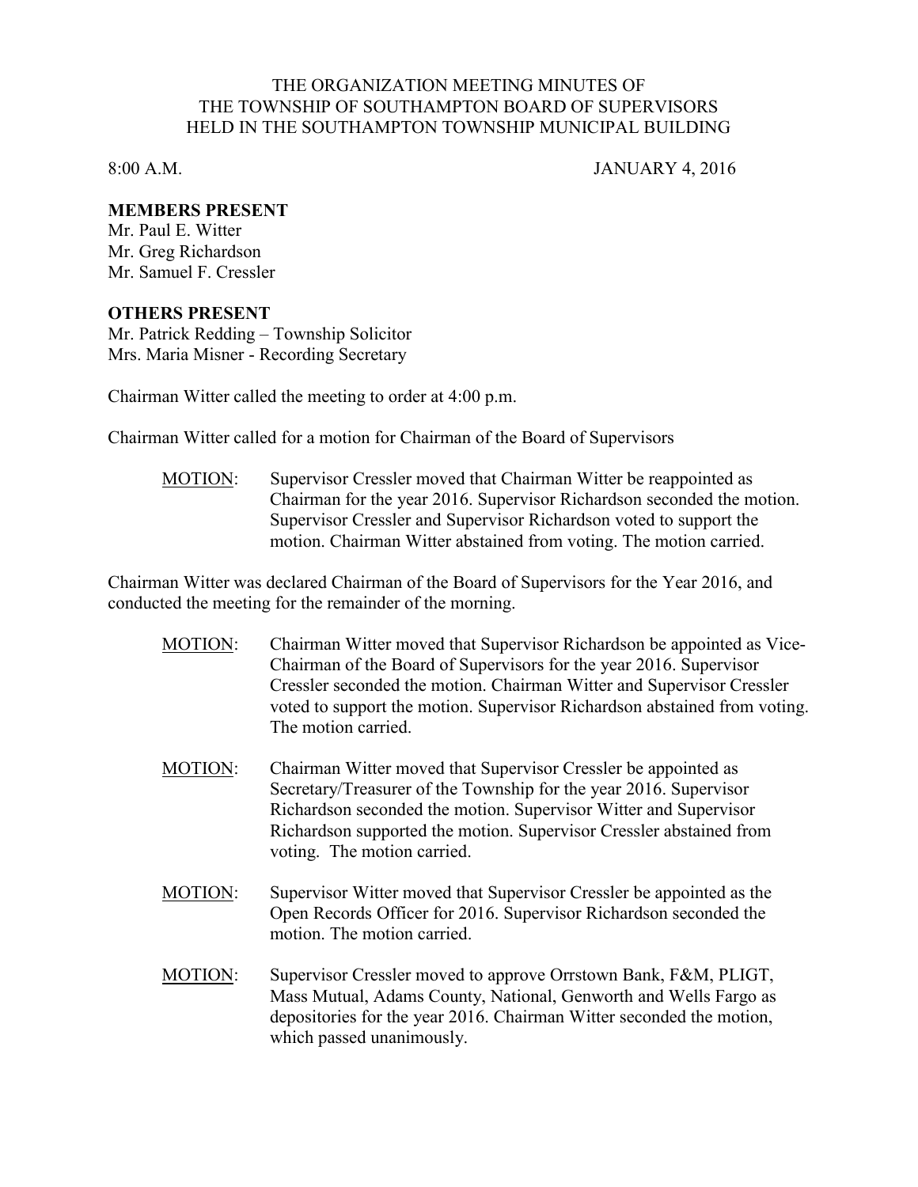# THE ORGANIZATION MEETING MINUTES OF THE TOWNSHIP OF SOUTHAMPTON BOARD OF SUPERVISORS HELD IN THE SOUTHAMPTON TOWNSHIP MUNICIPAL BUILDING

8:00 A.M. JANUARY 4, 2016

**MEMBERS PRESENT**

Mr. Paul E. Witter
Mr. Greg Richardson
Mr. Samuel F. Cressler

**OTHERS PRESENT**

Mr. Patrick Redding – Township Solicitor
Mrs. Maria Misner - Recording Secretary

Chairman Witter called the meeting to order at 4:00 p.m.

Chairman Witter called for a motion for Chairman of the Board of Supervisors

MOTION: Supervisor Cressler moved that Chairman Witter be reappointed as Chairman for the year 2016. Supervisor Richardson seconded the motion. Supervisor Cressler and Supervisor Richardson voted to support the motion. Chairman Witter abstained from voting. The motion carried.

Chairman Witter was declared Chairman of the Board of Supervisors for the Year 2016, and conducted the meeting for the remainder of the morning.

MOTION: Chairman Witter moved that Supervisor Richardson be appointed as Vice-Chairman of the Board of Supervisors for the year 2016. Supervisor Cressler seconded the motion. Chairman Witter and Supervisor Cressler voted to support the motion. Supervisor Richardson abstained from voting. The motion carried.

MOTION: Chairman Witter moved that Supervisor Cressler be appointed as Secretary/Treasurer of the Township for the year 2016. Supervisor Richardson seconded the motion. Supervisor Witter and Supervisor Richardson supported the motion. Supervisor Cressler abstained from voting. The motion carried.

MOTION: Supervisor Witter moved that Supervisor Cressler be appointed as the Open Records Officer for 2016. Supervisor Richardson seconded the motion. The motion carried.

MOTION: Supervisor Cressler moved to approve Orrstown Bank, F&M, PLIGT, Mass Mutual, Adams County, National, Genworth and Wells Fargo as depositories for the year 2016. Chairman Witter seconded the motion, which passed unanimously.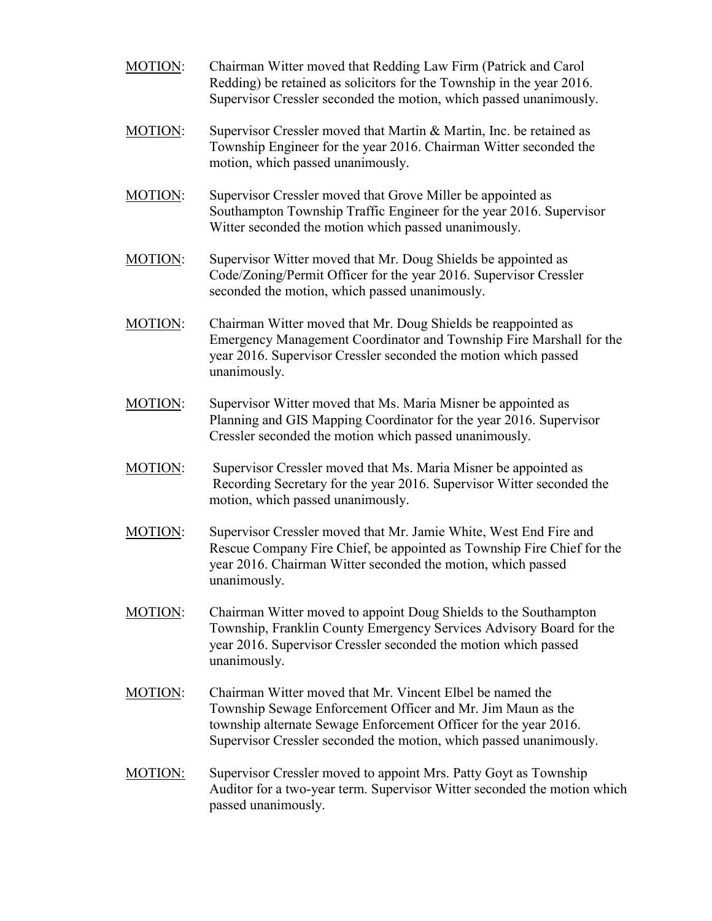<u>MOTION</u>: Chairman Witter moved that Redding Law Firm (Patrick and Carol Redding) be retained as solicitors for the Township in the year 2016. Supervisor Cressler seconded the motion, which passed unanimously.

<u>MOTION</u>: Supervisor Cressler moved that Martin & Martin, Inc. be retained as Township Engineer for the year 2016. Chairman Witter seconded the motion, which passed unanimously.

<u>MOTION</u>: Supervisor Cressler moved that Grove Miller be appointed as Southampton Township Traffic Engineer for the year 2016. Supervisor Witter seconded the motion which passed unanimously.

<u>MOTION</u>: Supervisor Witter moved that Mr. Doug Shields be appointed as Code/Zoning/Permit Officer for the year 2016. Supervisor Cressler seconded the motion, which passed unanimously.

<u>MOTION</u>: Chairman Witter moved that Mr. Doug Shields be reappointed as Emergency Management Coordinator and Township Fire Marshall for the year 2016. Supervisor Cressler seconded the motion which passed unanimously.

<u>MOTION</u>: Supervisor Witter moved that Ms. Maria Misner be appointed as Planning and GIS Mapping Coordinator for the year 2016. Supervisor Cressler seconded the motion which passed unanimously.

<u>MOTION</u>: Supervisor Cressler moved that Ms. Maria Misner be appointed as Recording Secretary for the year 2016. Supervisor Witter seconded the motion, which passed unanimously.

<u>MOTION</u>: Supervisor Cressler moved that Mr. Jamie White, West End Fire and Rescue Company Fire Chief, be appointed as Township Fire Chief for the year 2016. Chairman Witter seconded the motion, which passed unanimously.

<u>MOTION</u>: Chairman Witter moved to appoint Doug Shields to the Southampton Township, Franklin County Emergency Services Advisory Board for the year 2016. Supervisor Cressler seconded the motion which passed unanimously.

<u>MOTION</u>: Chairman Witter moved that Mr. Vincent Elbel be named the Township Sewage Enforcement Officer and Mr. Jim Maun as the township alternate Sewage Enforcement Officer for the year 2016. Supervisor Cressler seconded the motion, which passed unanimously.

<u>MOTION:</u> Supervisor Cressler moved to appoint Mrs. Patty Goyt as Township Auditor for a two-year term. Supervisor Witter seconded the motion which passed unanimously.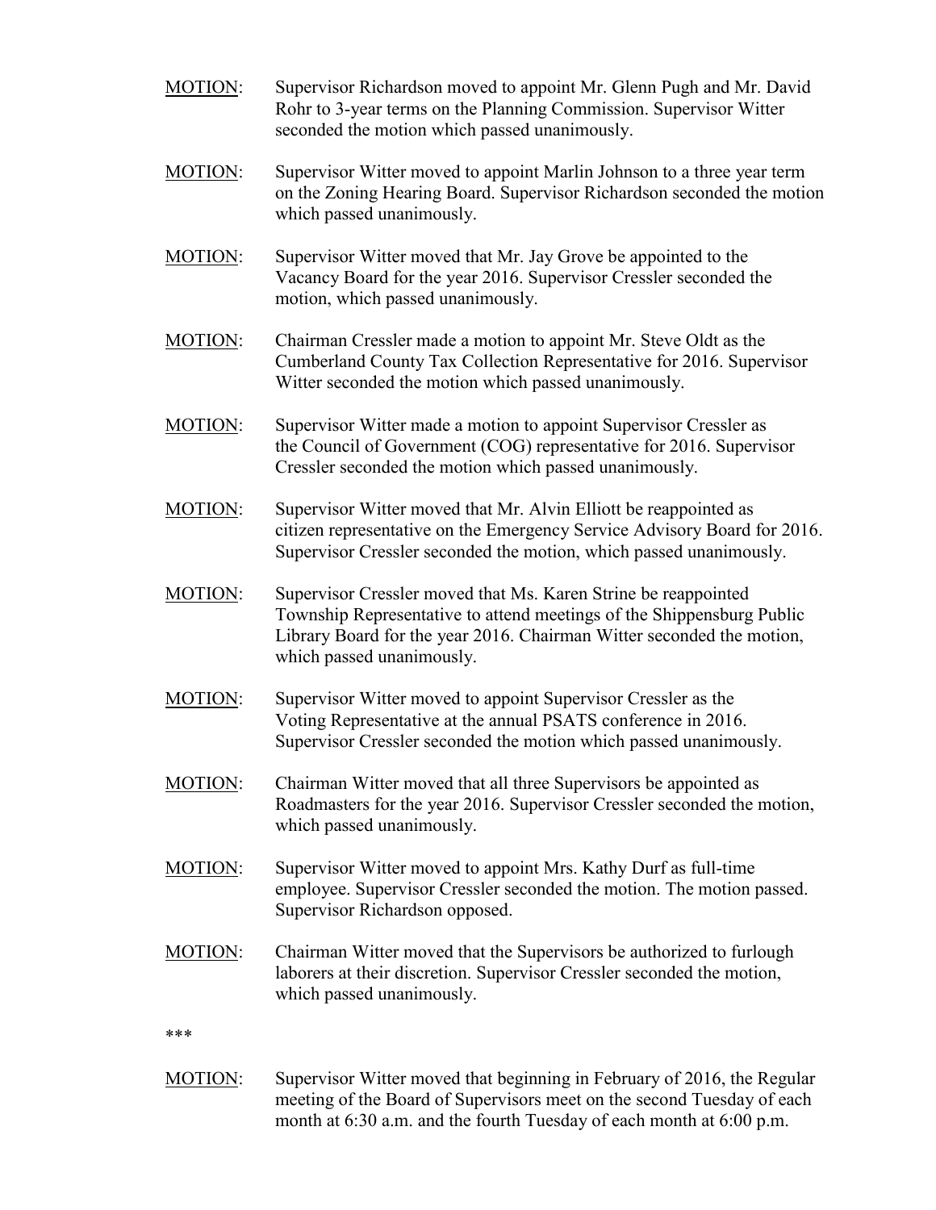<u>MOTION</u>: Supervisor Richardson moved to appoint Mr. Glenn Pugh and Mr. David Rohr to 3-year terms on the Planning Commission. Supervisor Witter seconded the motion which passed unanimously.

<u>MOTION</u>: Supervisor Witter moved to appoint Marlin Johnson to a three year term on the Zoning Hearing Board. Supervisor Richardson seconded the motion which passed unanimously.

<u>MOTION</u>: Supervisor Witter moved that Mr. Jay Grove be appointed to the Vacancy Board for the year 2016. Supervisor Cressler seconded the motion, which passed unanimously.

<u>MOTION</u>: Chairman Cressler made a motion to appoint Mr. Steve Oldt as the Cumberland County Tax Collection Representative for 2016. Supervisor Witter seconded the motion which passed unanimously.

<u>MOTION</u>: Supervisor Witter made a motion to appoint Supervisor Cressler as the Council of Government (COG) representative for 2016. Supervisor Cressler seconded the motion which passed unanimously.

<u>MOTION</u>: Supervisor Witter moved that Mr. Alvin Elliott be reappointed as citizen representative on the Emergency Service Advisory Board for 2016. Supervisor Cressler seconded the motion, which passed unanimously.

<u>MOTION</u>: Supervisor Cressler moved that Ms. Karen Strine be reappointed Township Representative to attend meetings of the Shippensburg Public Library Board for the year 2016. Chairman Witter seconded the motion, which passed unanimously.

<u>MOTION</u>: Supervisor Witter moved to appoint Supervisor Cressler as the Voting Representative at the annual PSATS conference in 2016. Supervisor Cressler seconded the motion which passed unanimously.

<u>MOTION</u>: Chairman Witter moved that all three Supervisors be appointed as Roadmasters for the year 2016. Supervisor Cressler seconded the motion, which passed unanimously.

<u>MOTION</u>: Supervisor Witter moved to appoint Mrs. Kathy Durf as full-time employee. Supervisor Cressler seconded the motion. The motion passed. Supervisor Richardson opposed.

<u>MOTION</u>: Chairman Witter moved that the Supervisors be authorized to furlough laborers at their discretion. Supervisor Cressler seconded the motion, which passed unanimously.

***

<u>MOTION</u>: Supervisor Witter moved that beginning in February of 2016, the Regular meeting of the Board of Supervisors meet on the second Tuesday of each month at 6:30 a.m. and the fourth Tuesday of each month at 6:00 p.m.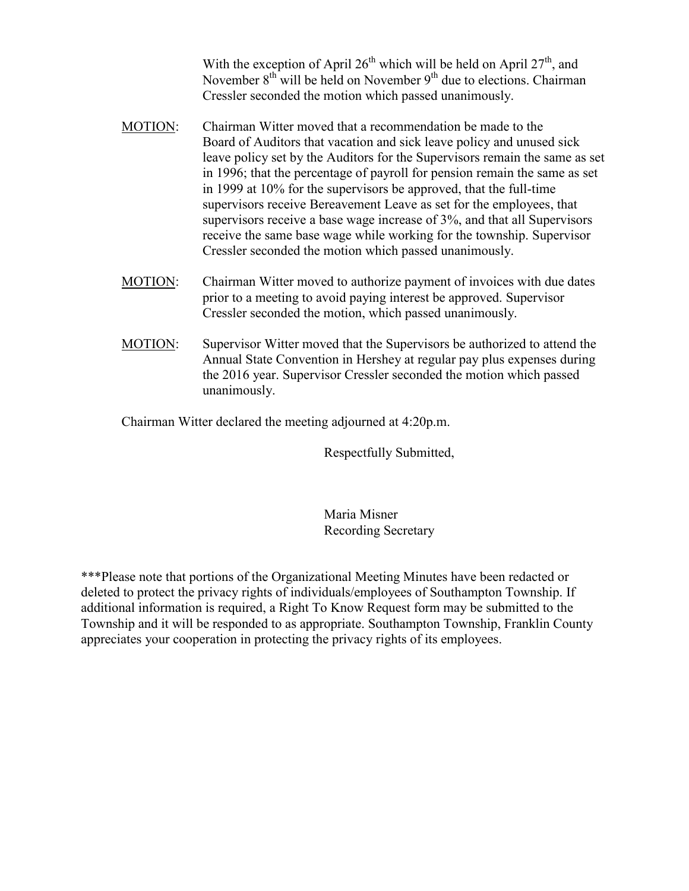With the exception of April 26th which will be held on April 27th, and November 8th will be held on November 9th due to elections. Chairman Cressler seconded the motion which passed unanimously.

MOTION: Chairman Witter moved that a recommendation be made to the Board of Auditors that vacation and sick leave policy and unused sick leave policy set by the Auditors for the Supervisors remain the same as set in 1996; that the percentage of payroll for pension remain the same as set in 1999 at 10% for the supervisors be approved, that the full-time supervisors receive Bereavement Leave as set for the employees, that supervisors receive a base wage increase of 3%, and that all Supervisors receive the same base wage while working for the township. Supervisor Cressler seconded the motion which passed unanimously.

MOTION: Chairman Witter moved to authorize payment of invoices with due dates prior to a meeting to avoid paying interest be approved. Supervisor Cressler seconded the motion, which passed unanimously.

MOTION: Supervisor Witter moved that the Supervisors be authorized to attend the Annual State Convention in Hershey at regular pay plus expenses during the 2016 year. Supervisor Cressler seconded the motion which passed unanimously.

Chairman Witter declared the meeting adjourned at 4:20p.m.

Respectfully Submitted,

Maria Misner
Recording Secretary

***Please note that portions of the Organizational Meeting Minutes have been redacted or deleted to protect the privacy rights of individuals/employees of Southampton Township. If additional information is required, a Right To Know Request form may be submitted to the Township and it will be responded to as appropriate. Southampton Township, Franklin County appreciates your cooperation in protecting the privacy rights of its employees.